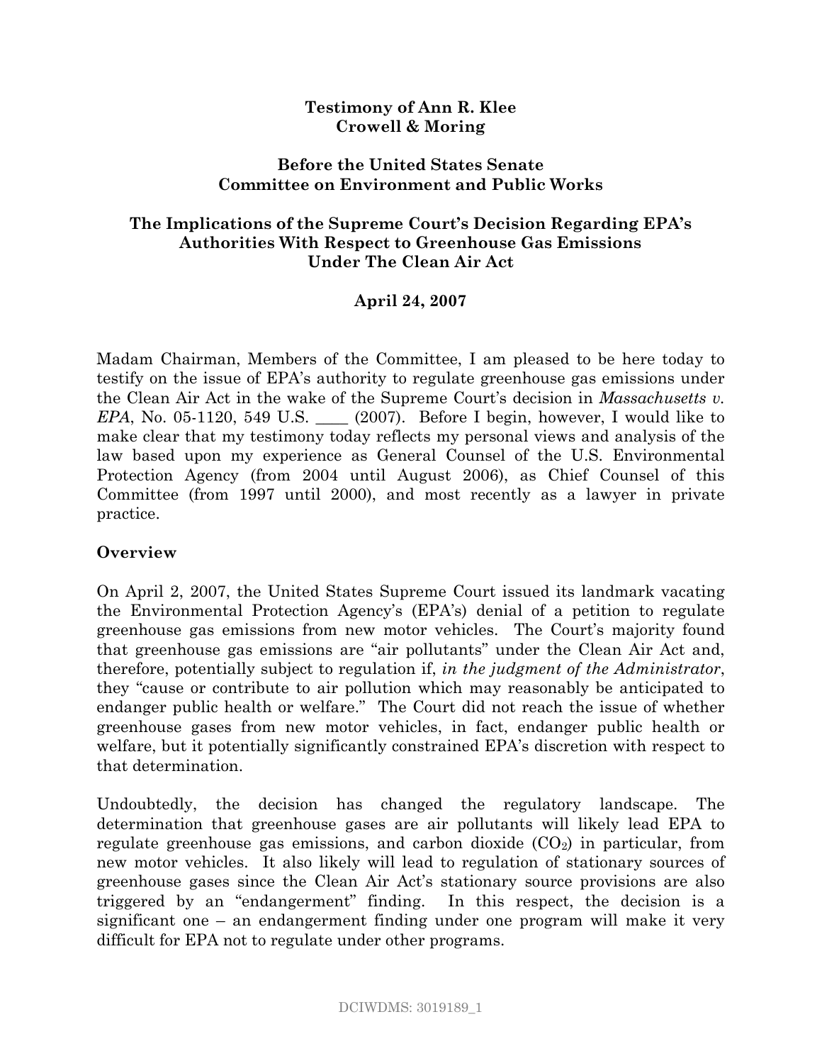**Testimony of Ann R. Klee**
**Crowell & Moring**

**Before the United States Senate**
**Committee on Environment and Public Works**

**The Implications of the Supreme Court's Decision Regarding EPA's Authorities With Respect to Greenhouse Gas Emissions Under The Clean Air Act**

**April 24, 2007**

Madam Chairman, Members of the Committee, I am pleased to be here today to testify on the issue of EPA's authority to regulate greenhouse gas emissions under the Clean Air Act in the wake of the Supreme Court's decision in *Massachusetts v. EPA*, No. 05-1120, 549 U.S. ____ (2007). Before I begin, however, I would like to make clear that my testimony today reflects my personal views and analysis of the law based upon my experience as General Counsel of the U.S. Environmental Protection Agency (from 2004 until August 2006), as Chief Counsel of this Committee (from 1997 until 2000), and most recently as a lawyer in private practice.

## Overview

On April 2, 2007, the United States Supreme Court issued its landmark vacating the Environmental Protection Agency's (EPA's) denial of a petition to regulate greenhouse gas emissions from new motor vehicles. The Court's majority found that greenhouse gas emissions are "air pollutants" under the Clean Air Act and, therefore, potentially subject to regulation if, *in the judgment of the Administrator*, they "cause or contribute to air pollution which may reasonably be anticipated to endanger public health or welfare." The Court did not reach the issue of whether greenhouse gases from new motor vehicles, in fact, endanger public health or welfare, but it potentially significantly constrained EPA's discretion with respect to that determination.

Undoubtedly, the decision has changed the regulatory landscape. The determination that greenhouse gases are air pollutants will likely lead EPA to regulate greenhouse gas emissions, and carbon dioxide ($CO_2$) in particular, from new motor vehicles. It also likely will lead to regulation of stationary sources of greenhouse gases since the Clean Air Act's stationary source provisions are also triggered by an "endangerment" finding. In this respect, the decision is a significant one – an endangerment finding under one program will make it very difficult for EPA not to regulate under other programs.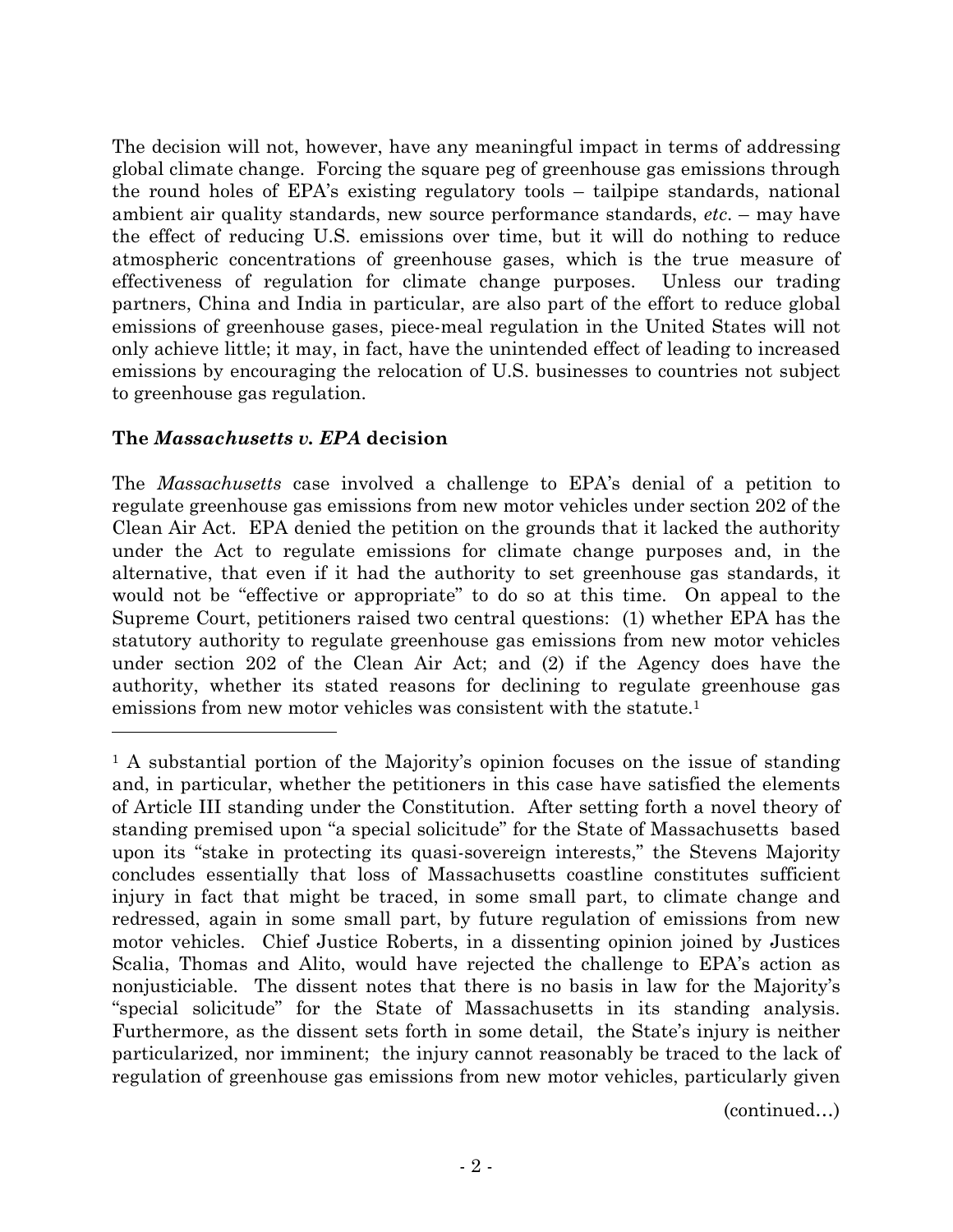The decision will not, however, have any meaningful impact in terms of addressing global climate change. Forcing the square peg of greenhouse gas emissions through the round holes of EPA's existing regulatory tools – tailpipe standards, national ambient air quality standards, new source performance standards, *etc*. – may have the effect of reducing U.S. emissions over time, but it will do nothing to reduce atmospheric concentrations of greenhouse gases, which is the true measure of effectiveness of regulation for climate change purposes. Unless our trading partners, China and India in particular, are also part of the effort to reduce global emissions of greenhouse gases, piece-meal regulation in the United States will not only achieve little; it may, in fact, have the unintended effect of leading to increased emissions by encouraging the relocation of U.S. businesses to countries not subject to greenhouse gas regulation.

### The *Massachusetts v. EPA* decision

The *Massachusetts* case involved a challenge to EPA's denial of a petition to regulate greenhouse gas emissions from new motor vehicles under section 202 of the Clean Air Act. EPA denied the petition on the grounds that it lacked the authority under the Act to regulate emissions for climate change purposes and, in the alternative, that even if it had the authority to set greenhouse gas standards, it would not be "effective or appropriate" to do so at this time. On appeal to the Supreme Court, petitioners raised two central questions: (1) whether EPA has the statutory authority to regulate greenhouse gas emissions from new motor vehicles under section 202 of the Clean Air Act; and (2) if the Agency does have the authority, whether its stated reasons for declining to regulate greenhouse gas emissions from new motor vehicles was consistent with the statute.[1]

---

[1] A substantial portion of the Majority's opinion focuses on the issue of standing and, in particular, whether the petitioners in this case have satisfied the elements of Article III standing under the Constitution. After setting forth a novel theory of standing premised upon "a special solicitude" for the State of Massachusetts based upon its "stake in protecting its quasi-sovereign interests," the Stevens Majority concludes essentially that loss of Massachusetts coastline constitutes sufficient injury in fact that might be traced, in some small part, to climate change and redressed, again in some small part, by future regulation of emissions from new motor vehicles. Chief Justice Roberts, in a dissenting opinion joined by Justices Scalia, Thomas and Alito, would have rejected the challenge to EPA's action as nonjusticiable. The dissent notes that there is no basis in law for the Majority's "special solicitude" for the State of Massachusetts in its standing analysis. Furthermore, as the dissent sets forth in some detail, the State's injury is neither particularized, nor imminent; the injury cannot reasonably be traced to the lack of regulation of greenhouse gas emissions from new motor vehicles, particularly given

(continued…)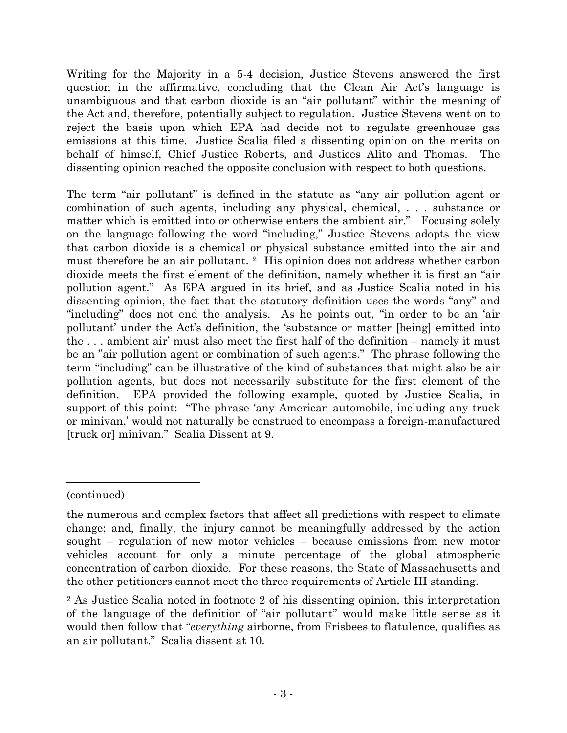Writing for the Majority in a 5-4 decision, Justice Stevens answered the first question in the affirmative, concluding that the Clean Air Act's language is unambiguous and that carbon dioxide is an "air pollutant" within the meaning of the Act and, therefore, potentially subject to regulation. Justice Stevens went on to reject the basis upon which EPA had decide not to regulate greenhouse gas emissions at this time. Justice Scalia filed a dissenting opinion on the merits on behalf of himself, Chief Justice Roberts, and Justices Alito and Thomas. The dissenting opinion reached the opposite conclusion with respect to both questions.

The term "air pollutant" is defined in the statute as "any air pollution agent or combination of such agents, including any physical, chemical, . . . substance or matter which is emitted into or otherwise enters the ambient air." Focusing solely on the language following the word "including," Justice Stevens adopts the view that carbon dioxide is a chemical or physical substance emitted into the air and must therefore be an air pollutant. [2] His opinion does not address whether carbon dioxide meets the first element of the definition, namely whether it is first an "air pollution agent." As EPA argued in its brief, and as Justice Scalia noted in his dissenting opinion, the fact that the statutory definition uses the words "any" and "including" does not end the analysis. As he points out, "in order to be an 'air pollutant' under the Act's definition, the 'substance or matter [being] emitted into the . . . ambient air' must also meet the first half of the definition – namely it must be an "air pollution agent or combination of such agents." The phrase following the term "including" can be illustrative of the kind of substances that might also be air pollution agents, but does not necessarily substitute for the first element of the definition. EPA provided the following example, quoted by Justice Scalia, in support of this point: "The phrase 'any American automobile, including any truck or minivan,' would not naturally be construed to encompass a foreign-manufactured [truck or] minivan." Scalia Dissent at 9.

---

(continued)

the numerous and complex factors that affect all predictions with respect to climate change; and, finally, the injury cannot be meaningfully addressed by the action sought – regulation of new motor vehicles – because emissions from new motor vehicles account for only a minute percentage of the global atmospheric concentration of carbon dioxide. For these reasons, the State of Massachusetts and the other petitioners cannot meet the three requirements of Article III standing.

[2] As Justice Scalia noted in footnote 2 of his dissenting opinion, this interpretation of the language of the definition of "air pollutant" would make little sense as it would then follow that "*everything* airborne, from Frisbees to flatulence, qualifies as an air pollutant." Scalia dissent at 10.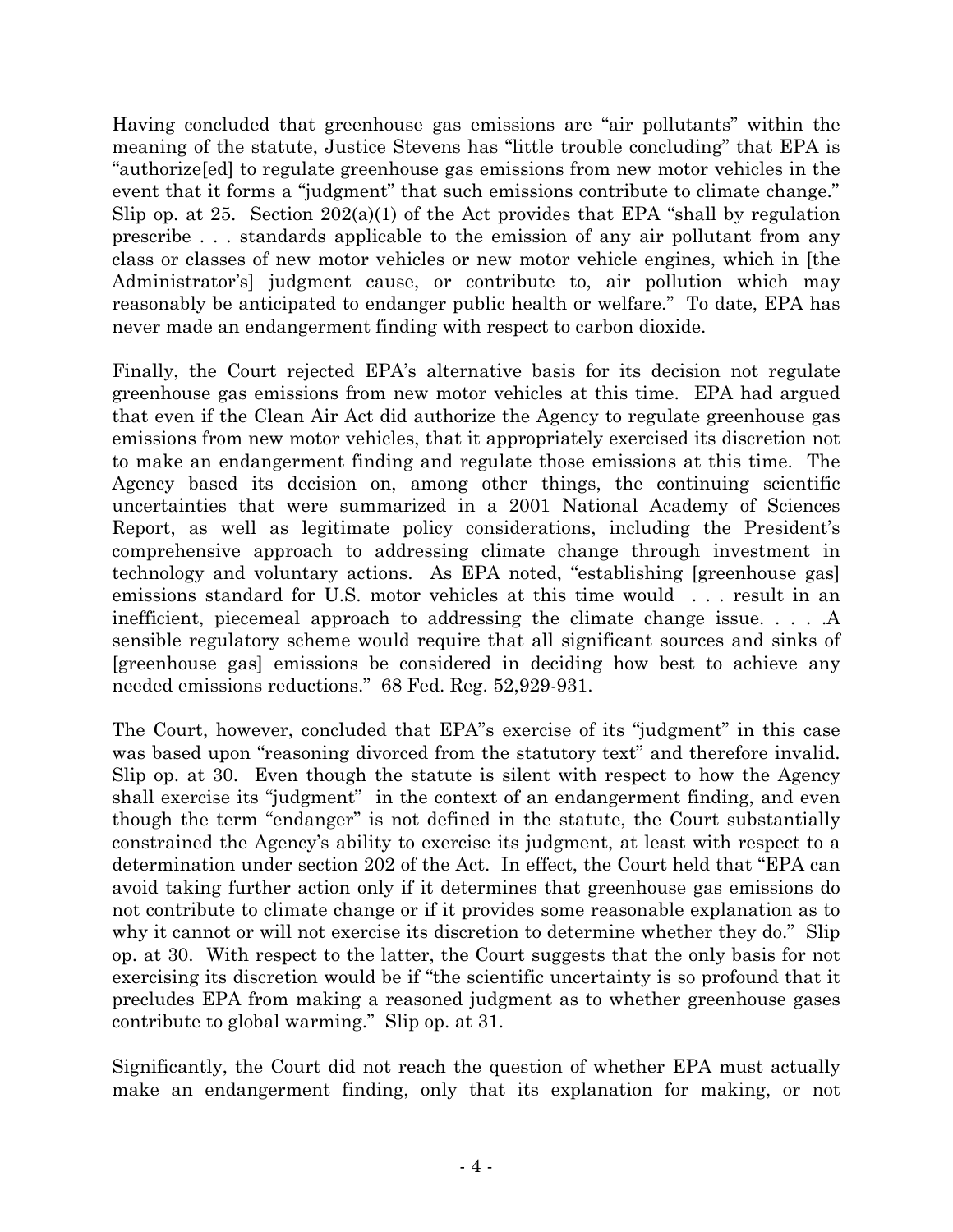Having concluded that greenhouse gas emissions are "air pollutants" within the meaning of the statute, Justice Stevens has "little trouble concluding" that EPA is "authorize[ed] to regulate greenhouse gas emissions from new motor vehicles in the event that it forms a "judgment" that such emissions contribute to climate change." Slip op. at 25. Section 202(a)(1) of the Act provides that EPA "shall by regulation prescribe . . . standards applicable to the emission of any air pollutant from any class or classes of new motor vehicles or new motor vehicle engines, which in [the Administrator's] judgment cause, or contribute to, air pollution which may reasonably be anticipated to endanger public health or welfare." To date, EPA has never made an endangerment finding with respect to carbon dioxide.

Finally, the Court rejected EPA's alternative basis for its decision not regulate greenhouse gas emissions from new motor vehicles at this time. EPA had argued that even if the Clean Air Act did authorize the Agency to regulate greenhouse gas emissions from new motor vehicles, that it appropriately exercised its discretion not to make an endangerment finding and regulate those emissions at this time. The Agency based its decision on, among other things, the continuing scientific uncertainties that were summarized in a 2001 National Academy of Sciences Report, as well as legitimate policy considerations, including the President's comprehensive approach to addressing climate change through investment in technology and voluntary actions. As EPA noted, "establishing [greenhouse gas] emissions standard for U.S. motor vehicles at this time would . . . result in an inefficient, piecemeal approach to addressing the climate change issue. . . . .A sensible regulatory scheme would require that all significant sources and sinks of [greenhouse gas] emissions be considered in deciding how best to achieve any needed emissions reductions." 68 Fed. Reg. 52,929-931.

The Court, however, concluded that EPA"s exercise of its "judgment" in this case was based upon "reasoning divorced from the statutory text" and therefore invalid. Slip op. at 30. Even though the statute is silent with respect to how the Agency shall exercise its "judgment" in the context of an endangerment finding, and even though the term "endanger" is not defined in the statute, the Court substantially constrained the Agency's ability to exercise its judgment, at least with respect to a determination under section 202 of the Act. In effect, the Court held that "EPA can avoid taking further action only if it determines that greenhouse gas emissions do not contribute to climate change or if it provides some reasonable explanation as to why it cannot or will not exercise its discretion to determine whether they do." Slip op. at 30. With respect to the latter, the Court suggests that the only basis for not exercising its discretion would be if "the scientific uncertainty is so profound that it precludes EPA from making a reasoned judgment as to whether greenhouse gases contribute to global warming." Slip op. at 31.

Significantly, the Court did not reach the question of whether EPA must actually make an endangerment finding, only that its explanation for making, or not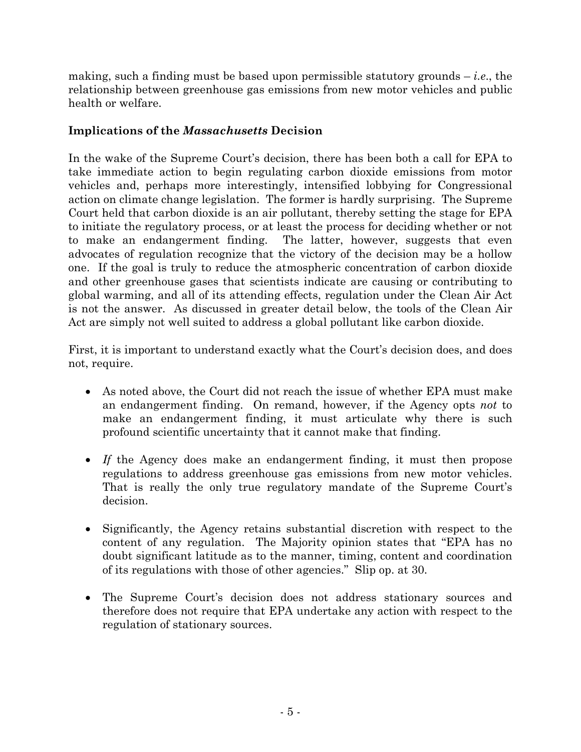making, such a finding must be based upon permissible statutory grounds – *i.e.*, the relationship between greenhouse gas emissions from new motor vehicles and public health or welfare.

### Implications of the *Massachusetts* Decision

In the wake of the Supreme Court's decision, there has been both a call for EPA to take immediate action to begin regulating carbon dioxide emissions from motor vehicles and, perhaps more interestingly, intensified lobbying for Congressional action on climate change legislation. The former is hardly surprising. The Supreme Court held that carbon dioxide is an air pollutant, thereby setting the stage for EPA to initiate the regulatory process, or at least the process for deciding whether or not to make an endangerment finding. The latter, however, suggests that even advocates of regulation recognize that the victory of the decision may be a hollow one. If the goal is truly to reduce the atmospheric concentration of carbon dioxide and other greenhouse gases that scientists indicate are causing or contributing to global warming, and all of its attending effects, regulation under the Clean Air Act is not the answer. As discussed in greater detail below, the tools of the Clean Air Act are simply not well suited to address a global pollutant like carbon dioxide.

First, it is important to understand exactly what the Court's decision does, and does not, require.

- As noted above, the Court did not reach the issue of whether EPA must make an endangerment finding. On remand, however, if the Agency opts *not* to make an endangerment finding, it must articulate why there is such profound scientific uncertainty that it cannot make that finding.

- *If* the Agency does make an endangerment finding, it must then propose regulations to address greenhouse gas emissions from new motor vehicles. That is really the only true regulatory mandate of the Supreme Court's decision.

- Significantly, the Agency retains substantial discretion with respect to the content of any regulation. The Majority opinion states that "EPA has no doubt significant latitude as to the manner, timing, content and coordination of its regulations with those of other agencies." Slip op. at 30.

- The Supreme Court's decision does not address stationary sources and therefore does not require that EPA undertake any action with respect to the regulation of stationary sources.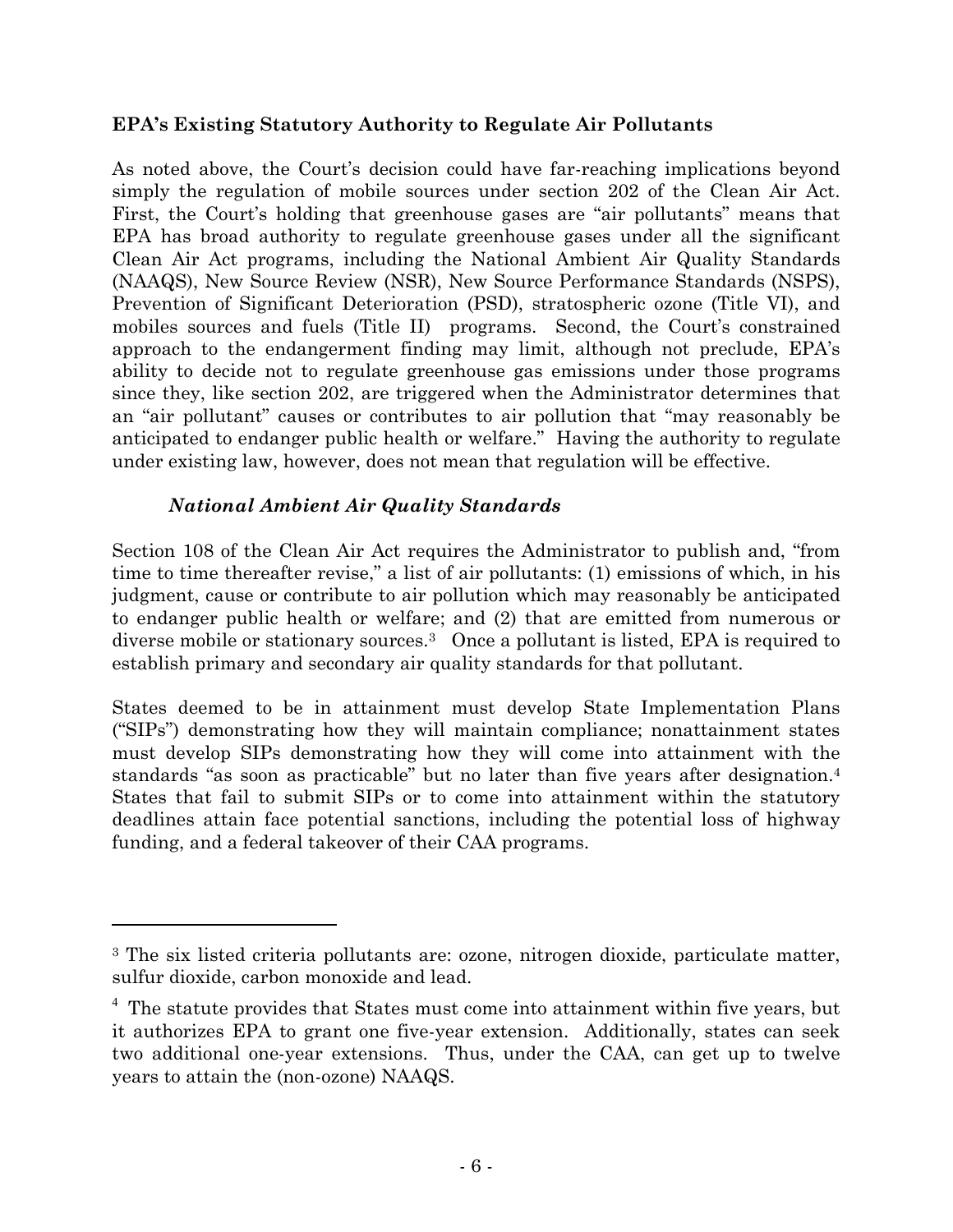**EPA's Existing Statutory Authority to Regulate Air Pollutants**

As noted above, the Court's decision could have far-reaching implications beyond simply the regulation of mobile sources under section 202 of the Clean Air Act. First, the Court's holding that greenhouse gases are "air pollutants" means that EPA has broad authority to regulate greenhouse gases under all the significant Clean Air Act programs, including the National Ambient Air Quality Standards (NAAQS), New Source Review (NSR), New Source Performance Standards (NSPS), Prevention of Significant Deterioration (PSD), stratospheric ozone (Title VI), and mobiles sources and fuels (Title II) programs. Second, the Court's constrained approach to the endangerment finding may limit, although not preclude, EPA's ability to decide not to regulate greenhouse gas emissions under those programs since they, like section 202, are triggered when the Administrator determines that an "air pollutant" causes or contributes to air pollution that "may reasonably be anticipated to endanger public health or welfare." Having the authority to regulate under existing law, however, does not mean that regulation will be effective.

***National Ambient Air Quality Standards***

Section 108 of the Clean Air Act requires the Administrator to publish and, "from time to time thereafter revise," a list of air pollutants: (1) emissions of which, in his judgment, cause or contribute to air pollution which may reasonably be anticipated to endanger public health or welfare; and (2) that are emitted from numerous or diverse mobile or stationary sources.[3] Once a pollutant is listed, EPA is required to establish primary and secondary air quality standards for that pollutant.

States deemed to be in attainment must develop State Implementation Plans ("SIPs") demonstrating how they will maintain compliance; nonattainment states must develop SIPs demonstrating how they will come into attainment with the standards "as soon as practicable" but no later than five years after designation.[4] States that fail to submit SIPs or to come into attainment within the statutory deadlines attain face potential sanctions, including the potential loss of highway funding, and a federal takeover of their CAA programs.

---

[3] The six listed criteria pollutants are: ozone, nitrogen dioxide, particulate matter, sulfur dioxide, carbon monoxide and lead.

[4] The statute provides that States must come into attainment within five years, but it authorizes EPA to grant one five-year extension. Additionally, states can seek two additional one-year extensions. Thus, under the CAA, can get up to twelve years to attain the (non-ozone) NAAQS.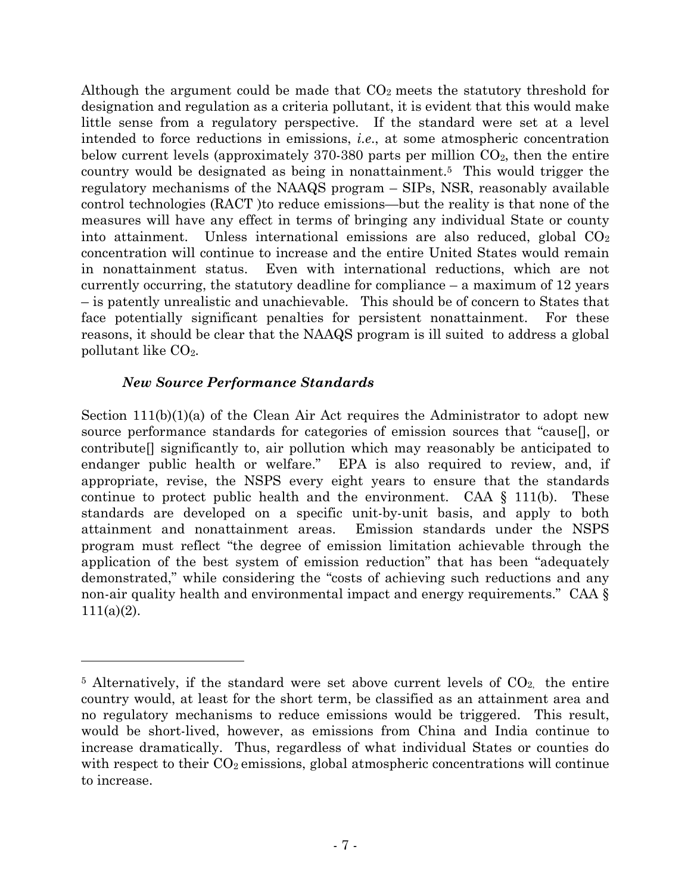Although the argument could be made that $CO_2$ meets the statutory threshold for designation and regulation as a criteria pollutant, it is evident that this would make little sense from a regulatory perspective. If the standard were set at a level intended to force reductions in emissions, *i.e.*, at some atmospheric concentration below current levels (approximately 370-380 parts per million $CO_2$, then the entire country would be designated as being in nonattainment.[5] This would trigger the regulatory mechanisms of the NAAQS program – SIPs, NSR, reasonably available control technologies (RACT )to reduce emissions—but the reality is that none of the measures will have any effect in terms of bringing any individual State or county into attainment. Unless international emissions are also reduced, global $CO_2$ concentration will continue to increase and the entire United States would remain in nonattainment status. Even with international reductions, which are not currently occurring, the statutory deadline for compliance – a maximum of 12 years – is patently unrealistic and unachievable. This should be of concern to States that face potentially significant penalties for persistent nonattainment. For these reasons, it should be clear that the NAAQS program is ill suited to address a global pollutant like $CO_2$.

### *New Source Performance Standards*

Section 111(b)(1)(a) of the Clean Air Act requires the Administrator to adopt new source performance standards for categories of emission sources that "cause[], or contribute[] significantly to, air pollution which may reasonably be anticipated to endanger public health or welfare." EPA is also required to review, and, if appropriate, revise, the NSPS every eight years to ensure that the standards continue to protect public health and the environment. CAA § 111(b). These standards are developed on a specific unit-by-unit basis, and apply to both attainment and nonattainment areas. Emission standards under the NSPS program must reflect "the degree of emission limitation achievable through the application of the best system of emission reduction" that has been "adequately demonstrated," while considering the "costs of achieving such reductions and any non-air quality health and environmental impact and energy requirements." CAA § 111(a)(2).

---

[5] Alternatively, if the standard were set above current levels of $CO_2$, the entire country would, at least for the short term, be classified as an attainment area and no regulatory mechanisms to reduce emissions would be triggered. This result, would be short-lived, however, as emissions from China and India continue to increase dramatically. Thus, regardless of what individual States or counties do with respect to their $CO_2$ emissions, global atmospheric concentrations will continue to increase.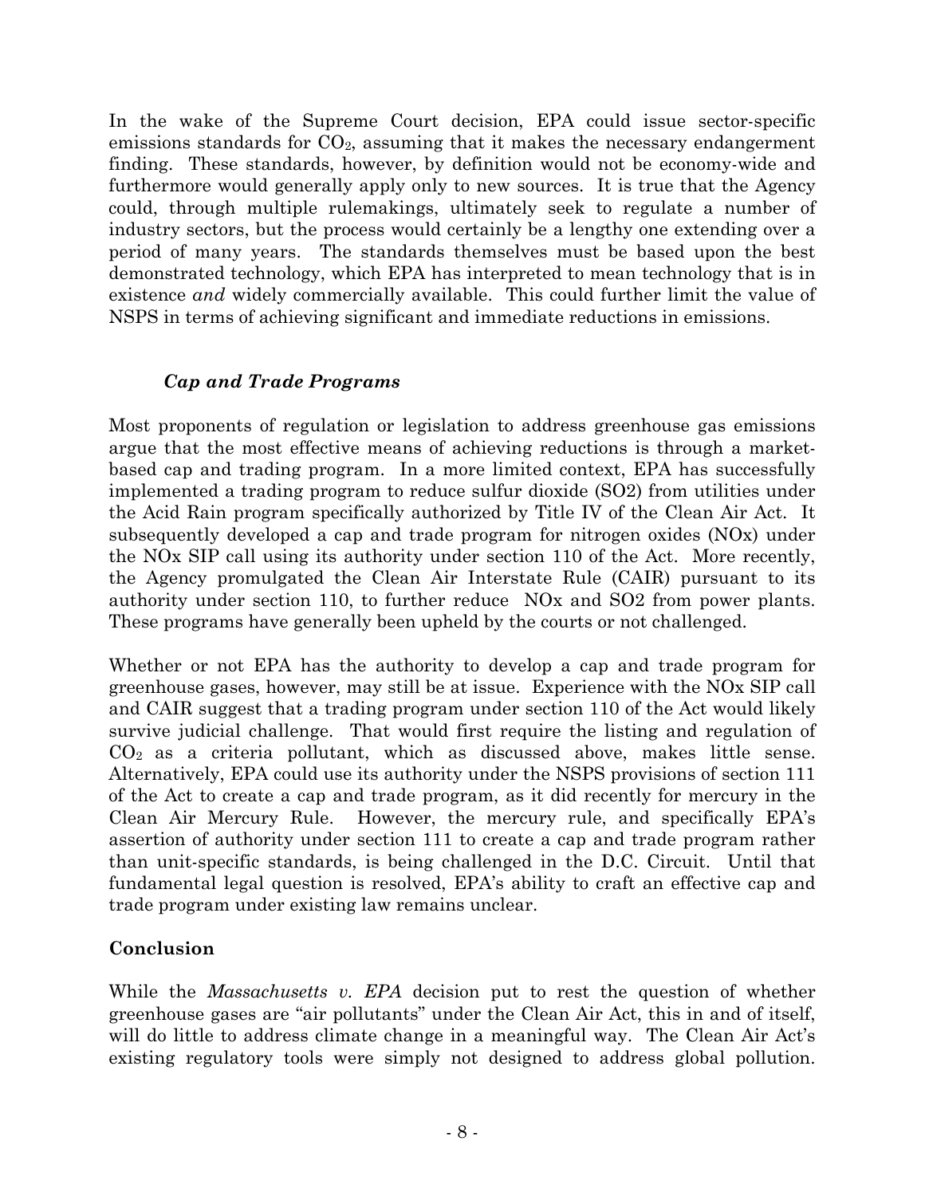In the wake of the Supreme Court decision, EPA could issue sector-specific emissions standards for $CO_2$, assuming that it makes the necessary endangerment finding. These standards, however, by definition would not be economy-wide and furthermore would generally apply only to new sources. It is true that the Agency could, through multiple rulemakings, ultimately seek to regulate a number of industry sectors, but the process would certainly be a lengthy one extending over a period of many years. The standards themselves must be based upon the best demonstrated technology, which EPA has interpreted to mean technology that is in existence *and* widely commercially available. This could further limit the value of NSPS in terms of achieving significant and immediate reductions in emissions.

### *Cap and Trade Programs*

Most proponents of regulation or legislation to address greenhouse gas emissions argue that the most effective means of achieving reductions is through a market-based cap and trading program. In a more limited context, EPA has successfully implemented a trading program to reduce sulfur dioxide (SO2) from utilities under the Acid Rain program specifically authorized by Title IV of the Clean Air Act. It subsequently developed a cap and trade program for nitrogen oxides (NOx) under the NOx SIP call using its authority under section 110 of the Act. More recently, the Agency promulgated the Clean Air Interstate Rule (CAIR) pursuant to its authority under section 110, to further reduce NOx and SO2 from power plants. These programs have generally been upheld by the courts or not challenged.

Whether or not EPA has the authority to develop a cap and trade program for greenhouse gases, however, may still be at issue. Experience with the NOx SIP call and CAIR suggest that a trading program under section 110 of the Act would likely survive judicial challenge. That would first require the listing and regulation of $CO_2$ as a criteria pollutant, which as discussed above, makes little sense. Alternatively, EPA could use its authority under the NSPS provisions of section 111 of the Act to create a cap and trade program, as it did recently for mercury in the Clean Air Mercury Rule. However, the mercury rule, and specifically EPA's assertion of authority under section 111 to create a cap and trade program rather than unit-specific standards, is being challenged in the D.C. Circuit. Until that fundamental legal question is resolved, EPA's ability to craft an effective cap and trade program under existing law remains unclear.

## Conclusion

While the *Massachusetts v. EPA* decision put to rest the question of whether greenhouse gases are "air pollutants" under the Clean Air Act, this in and of itself, will do little to address climate change in a meaningful way. The Clean Air Act's existing regulatory tools were simply not designed to address global pollution.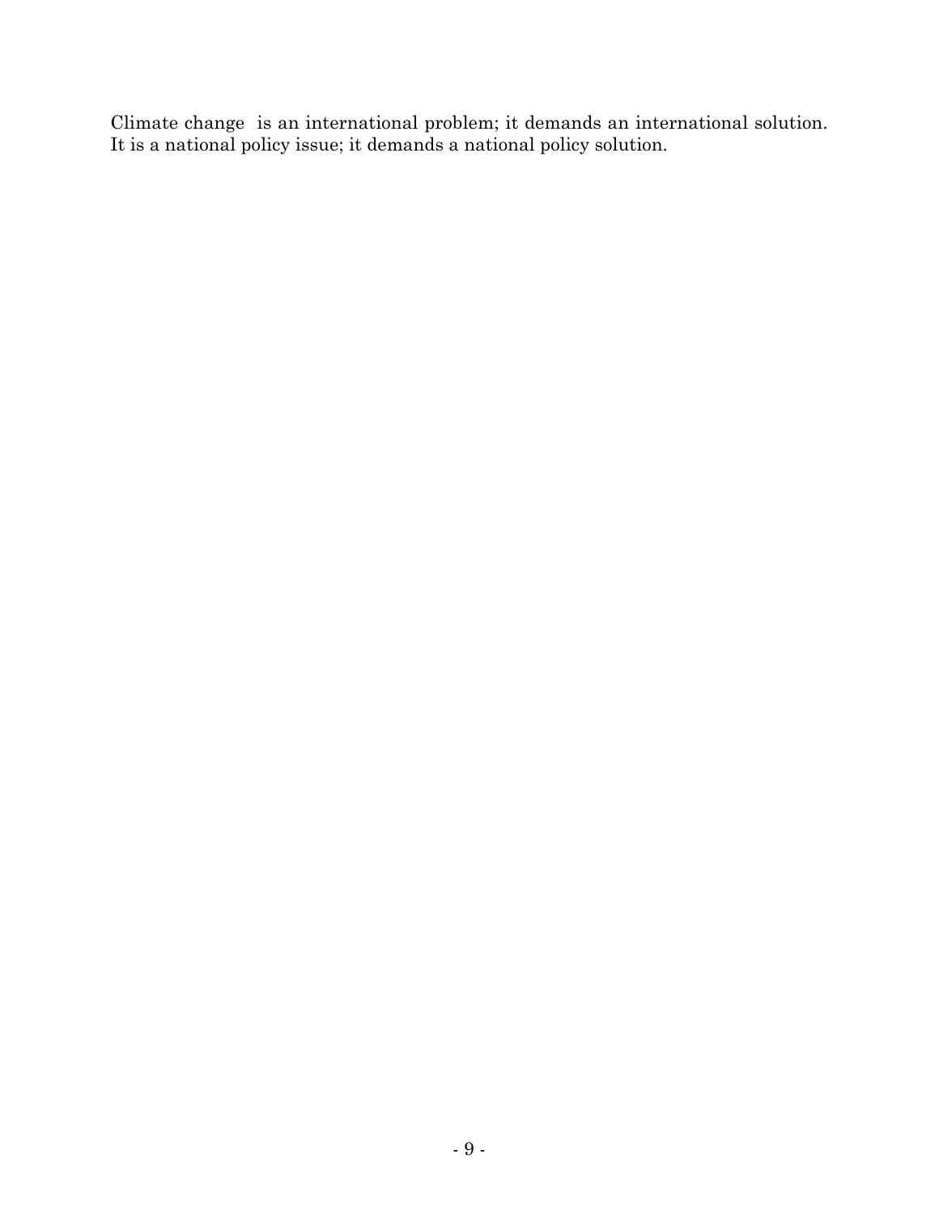Climate change is an international problem; it demands an international solution. It is a national policy issue; it demands a national policy solution.